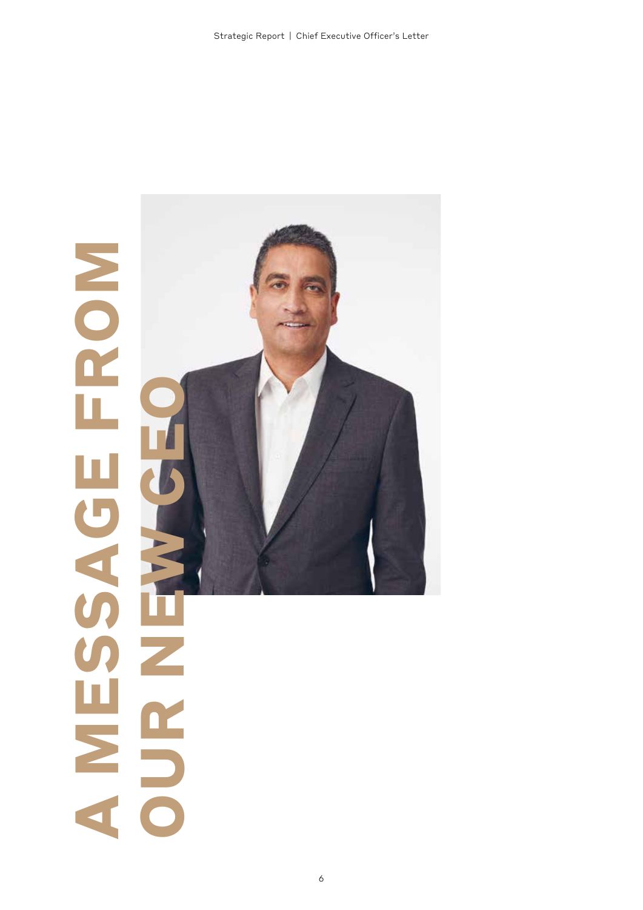# A MESSAGE FROM OUR NEW CEO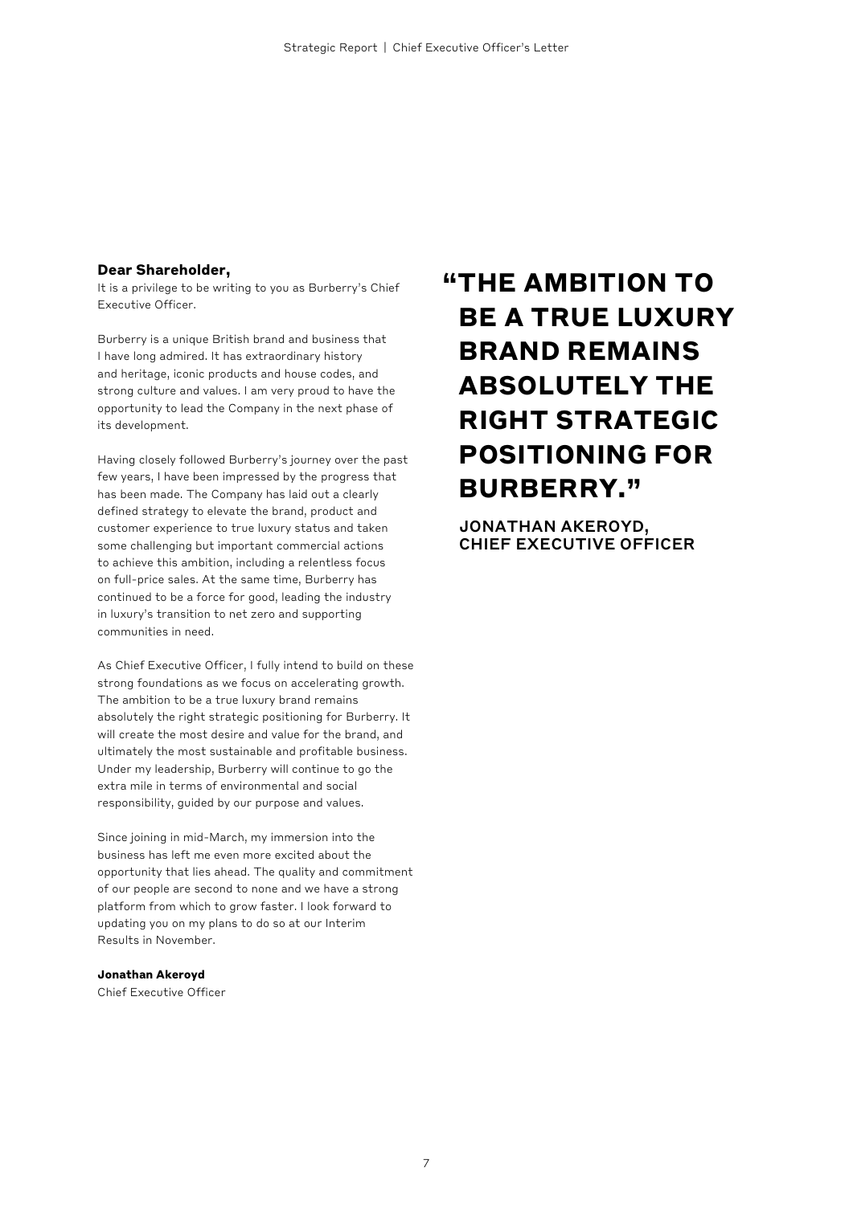**Dear Shareholder,**

It is a privilege to be writing to you as Burberry's Chief Executive Officer.

Burberry is a unique British brand and business that I have long admired. It has extraordinary history and heritage, iconic products and house codes, and strong culture and values. I am very proud to have the opportunity to lead the Company in the next phase of its development.

Having closely followed Burberry's journey over the past few years, I have been impressed by the progress that has been made. The Company has laid out a clearly defined strategy to elevate the brand, product and customer experience to true luxury status and taken some challenging but important commercial actions to achieve this ambition, including a relentless focus on full-price sales. At the same time, Burberry has continued to be a force for good, leading the industry in luxury's transition to net zero and supporting communities in need.

As Chief Executive Officer, I fully intend to build on these strong foundations as we focus on accelerating growth. The ambition to be a true luxury brand remains absolutely the right strategic positioning for Burberry. It will create the most desire and value for the brand, and ultimately the most sustainable and profitable business. Under my leadership, Burberry will continue to go the extra mile in terms of environmental and social responsibility, guided by our purpose and values.

Since joining in mid-March, my immersion into the business has left me even more excited about the opportunity that lies ahead. The quality and commitment of our people are second to none and we have a strong platform from which to grow faster. I look forward to updating you on my plans to do so at our Interim Results in November.

**Jonathan Akeroyd**
Chief Executive Officer

## "THE AMBITION TO BE A TRUE LUXURY BRAND REMAINS ABSOLUTELY THE RIGHT STRATEGIC POSITIONING FOR BURBERRY."

**JONATHAN AKEROYD, CHIEF EXECUTIVE OFFICER**